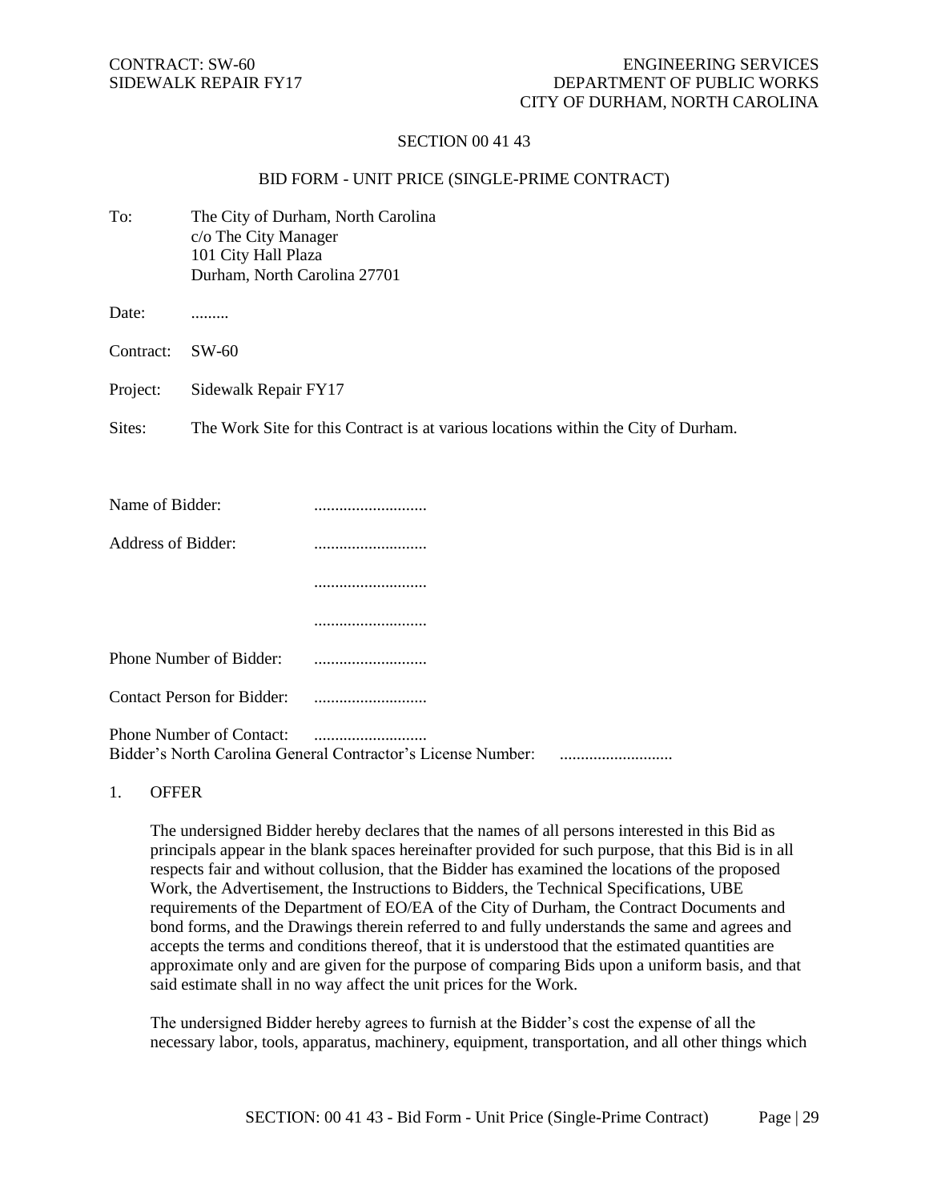CONTRACT: SW-60
SIDEWALK REPAIR FY17

ENGINEERING SERVICES
DEPARTMENT OF PUBLIC WORKS
CITY OF DURHAM, NORTH CAROLINA

## SECTION 00 41 43

## BID FORM - UNIT PRICE (SINGLE-PRIME CONTRACT)

To: The City of Durham, North Carolina
c/o The City Manager
101 City Hall Plaza
Durham, North Carolina 27701

Date: .........

Contract: SW-60

Project: Sidewalk Repair FY17

Sites: The Work Site for this Contract is at various locations within the City of Durham.

Name of Bidder: ...........................

Address of Bidder: ...........................

...........................

...........................

Phone Number of Bidder: ...........................

Contact Person for Bidder: ...........................

Phone Number of Contact: ...........................

Bidder's North Carolina General Contractor's License Number: ...........................

1. OFFER

The undersigned Bidder hereby declares that the names of all persons interested in this Bid as principals appear in the blank spaces hereinafter provided for such purpose, that this Bid is in all respects fair and without collusion, that the Bidder has examined the locations of the proposed Work, the Advertisement, the Instructions to Bidders, the Technical Specifications, UBE requirements of the Department of EO/EA of the City of Durham, the Contract Documents and bond forms, and the Drawings therein referred to and fully understands the same and agrees and accepts the terms and conditions thereof, that it is understood that the estimated quantities are approximate only and are given for the purpose of comparing Bids upon a uniform basis, and that said estimate shall in no way affect the unit prices for the Work.

The undersigned Bidder hereby agrees to furnish at the Bidder's cost the expense of all the necessary labor, tools, apparatus, machinery, equipment, transportation, and all other things which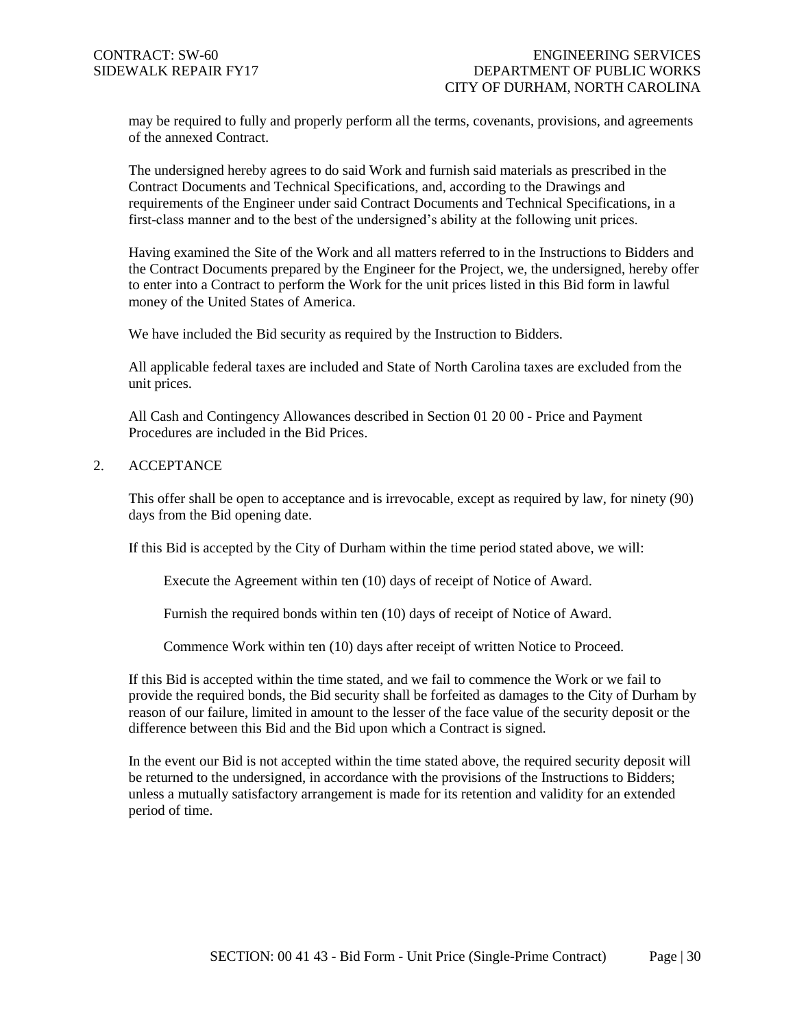may be required to fully and properly perform all the terms, covenants, provisions, and agreements of the annexed Contract.

The undersigned hereby agrees to do said Work and furnish said materials as prescribed in the Contract Documents and Technical Specifications, and, according to the Drawings and requirements of the Engineer under said Contract Documents and Technical Specifications, in a first-class manner and to the best of the undersigned's ability at the following unit prices.

Having examined the Site of the Work and all matters referred to in the Instructions to Bidders and the Contract Documents prepared by the Engineer for the Project, we, the undersigned, hereby offer to enter into a Contract to perform the Work for the unit prices listed in this Bid form in lawful money of the United States of America.

We have included the Bid security as required by the Instruction to Bidders.

All applicable federal taxes are included and State of North Carolina taxes are excluded from the unit prices.

All Cash and Contingency Allowances described in Section 01 20 00 - Price and Payment Procedures are included in the Bid Prices.

## 2. ACCEPTANCE

This offer shall be open to acceptance and is irrevocable, except as required by law, for ninety (90) days from the Bid opening date.

If this Bid is accepted by the City of Durham within the time period stated above, we will:

Execute the Agreement within ten (10) days of receipt of Notice of Award.

Furnish the required bonds within ten (10) days of receipt of Notice of Award.

Commence Work within ten (10) days after receipt of written Notice to Proceed.

If this Bid is accepted within the time stated, and we fail to commence the Work or we fail to provide the required bonds, the Bid security shall be forfeited as damages to the City of Durham by reason of our failure, limited in amount to the lesser of the face value of the security deposit or the difference between this Bid and the Bid upon which a Contract is signed.

In the event our Bid is not accepted within the time stated above, the required security deposit will be returned to the undersigned, in accordance with the provisions of the Instructions to Bidders; unless a mutually satisfactory arrangement is made for its retention and validity for an extended period of time.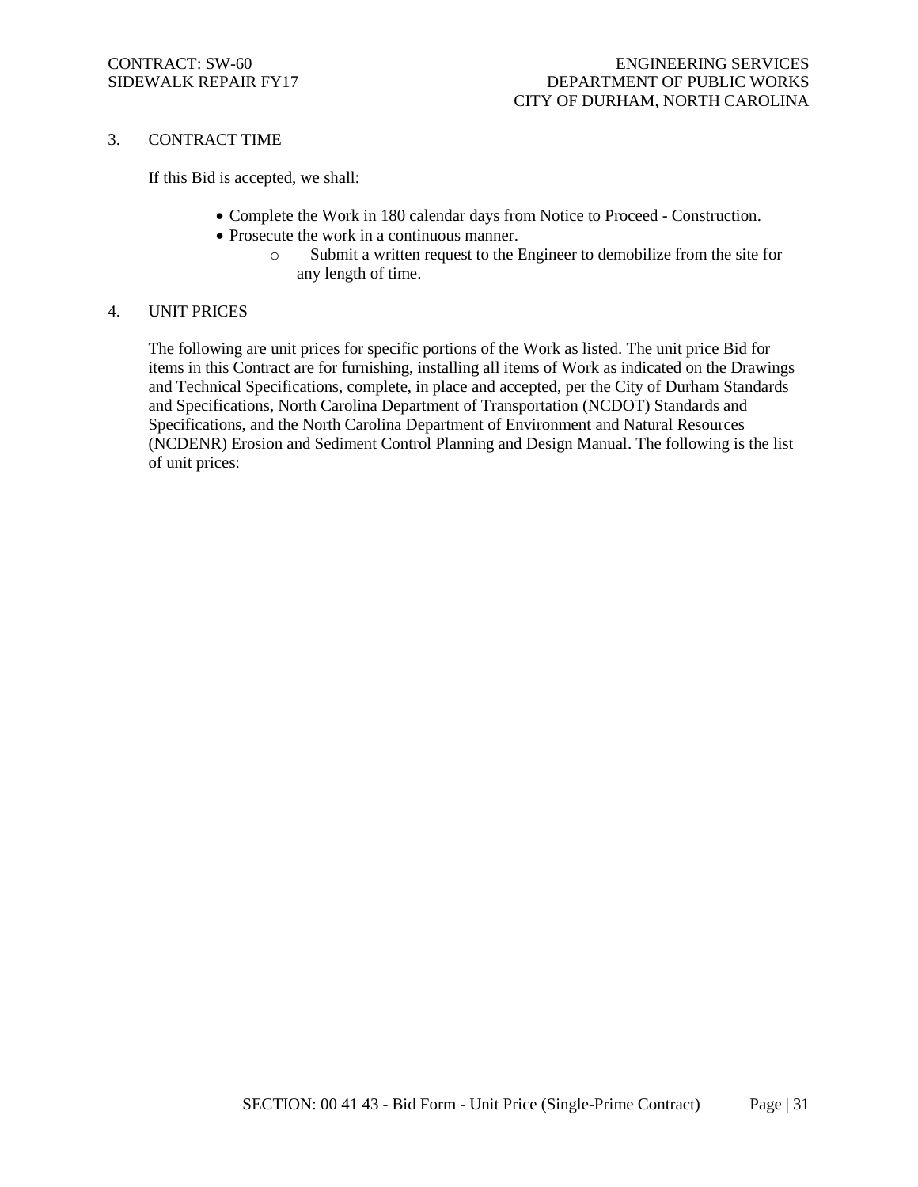## 3. CONTRACT TIME

If this Bid is accepted, we shall:

- Complete the Work in 180 calendar days from Notice to Proceed - Construction.
- Prosecute the work in a continuous manner.
  - Submit a written request to the Engineer to demobilize from the site for any length of time.

## 4. UNIT PRICES

The following are unit prices for specific portions of the Work as listed. The unit price Bid for items in this Contract are for furnishing, installing all items of Work as indicated on the Drawings and Technical Specifications, complete, in place and accepted, per the City of Durham Standards and Specifications, North Carolina Department of Transportation (NCDOT) Standards and Specifications, and the North Carolina Department of Environment and Natural Resources (NCDENR) Erosion and Sediment Control Planning and Design Manual. The following is the list of unit prices: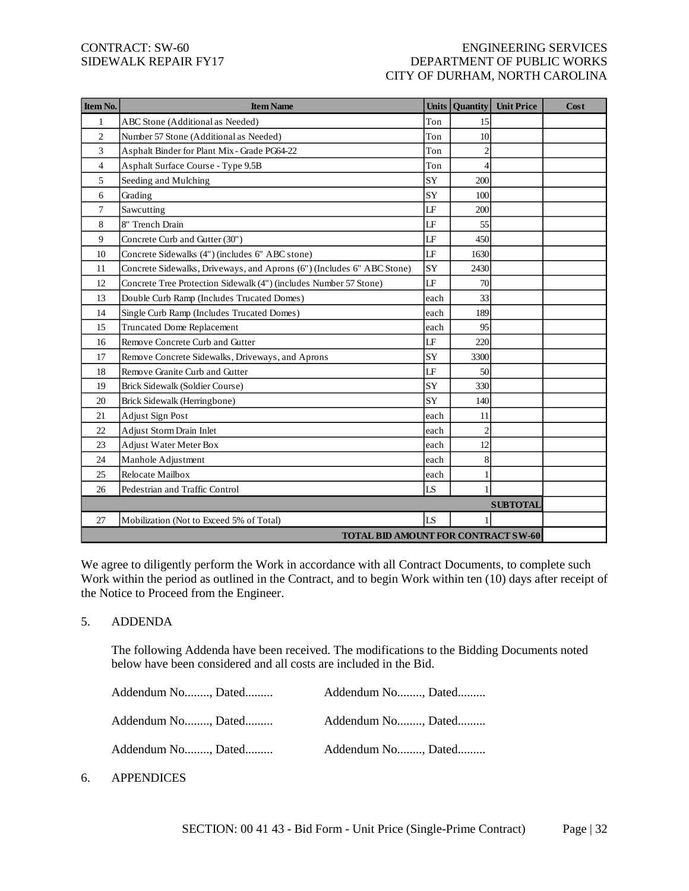CONTRACT: SW-60
SIDEWALK REPAIR FY17

ENGINEERING SERVICES
DEPARTMENT OF PUBLIC WORKS
CITY OF DURHAM, NORTH CAROLINA

| Item No. | Item Name | Units | Quantity | Unit Price | Cost |
|---|---|---|---|---|---|
| 1 | ABC Stone (Additional as Needed) | Ton | 15 | | |
| 2 | Number 57 Stone (Additional as Needed) | Ton | 10 | | |
| 3 | Asphalt Binder for Plant Mix - Grade PG64-22 | Ton | 2 | | |
| 4 | Asphalt Surface Course - Type 9.5B | Ton | 4 | | |
| 5 | Seeding and Mulching | SY | 200 | | |
| 6 | Grading | SY | 100 | | |
| 7 | Sawcutting | LF | 200 | | |
| 8 | 8" Trench Drain | LF | 55 | | |
| 9 | Concrete Curb and Gutter (30") | LF | 450 | | |
| 10 | Concrete Sidewalks (4") (includes 6" ABC stone) | LF | 1630 | | |
| 11 | Concrete Sidewalks, Driveways, and Aprons (6") (Includes 6" ABC Stone) | SY | 2430 | | |
| 12 | Concrete Tree Protection Sidewalk (4") (includes Number 57 Stone) | LF | 70 | | |
| 13 | Double Curb Ramp (Includes Trucated Domes) | each | 33 | | |
| 14 | Single Curb Ramp (Includes Trucated Domes) | each | 189 | | |
| 15 | Truncated Dome Replacement | each | 95 | | |
| 16 | Remove Concrete Curb and Gutter | LF | 220 | | |
| 17 | Remove Concrete Sidewalks, Driveways, and Aprons | SY | 3300 | | |
| 18 | Remove Granite Curb and Gutter | LF | 50 | | |
| 19 | Brick Sidewalk (Soldier Course) | SY | 330 | | |
| 20 | Brick Sidewalk (Herringbone) | SY | 140 | | |
| 21 | Adjust Sign Post | each | 11 | | |
| 22 | Adjust Storm Drain Inlet | each | 2 | | |
| 23 | Adjust Water Meter Box | each | 12 | | |
| 24 | Manhole Adjustment | each | 8 | | |
| 25 | Relocate Mailbox | each | 1 | | |
| 26 | Pedestrian and Traffic Control | LS | 1 | | |
| | | | | **SUBTOTAL** | |
| 27 | Mobilization (Not to Exceed 5% of Total) | LS | 1 | | |
| | | | | **TOTAL BID AMOUNT FOR CONTRACT SW-60** | |

We agree to diligently perform the Work in accordance with all Contract Documents, to complete such Work within the period as outlined in the Contract, and to begin Work within ten (10) days after receipt of the Notice to Proceed from the Engineer.

5. ADDENDA

The following Addenda have been received. The modifications to the Bidding Documents noted below have been considered and all costs are included in the Bid.

Addendum No........, Dated......... Addendum No........, Dated.........

Addendum No........, Dated......... Addendum No........, Dated.........

Addendum No........, Dated......... Addendum No........, Dated.........

6. APPENDICES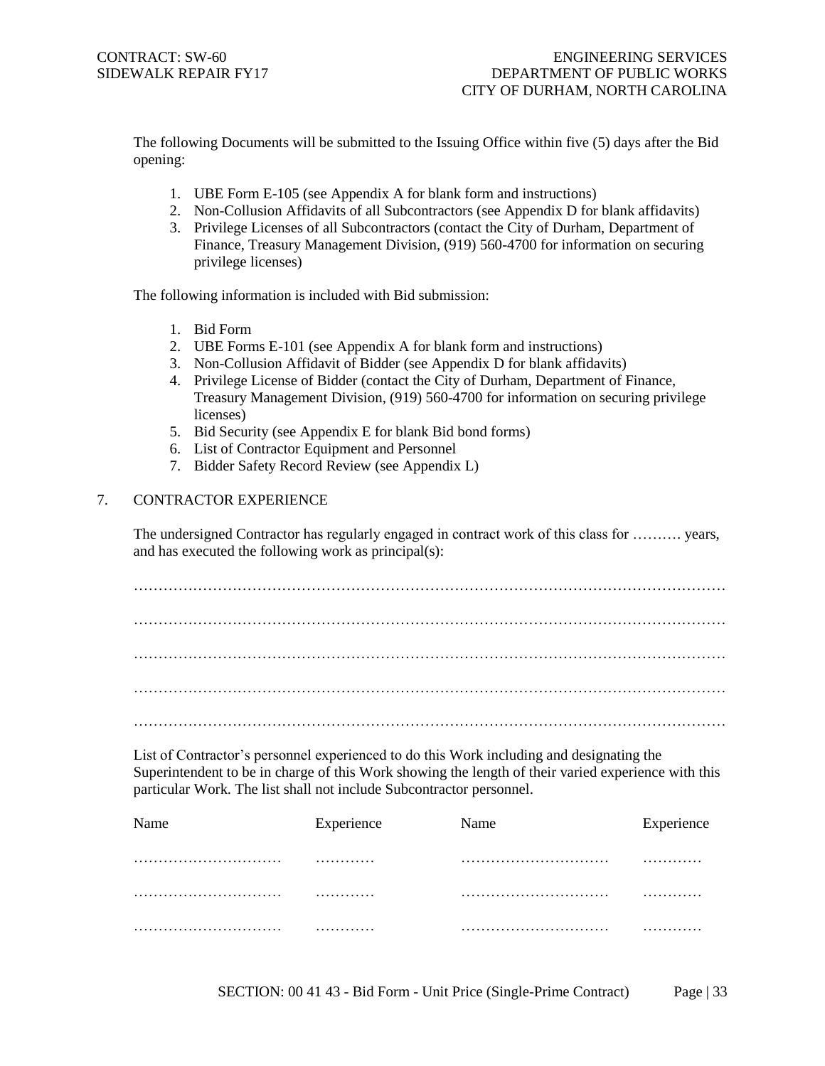The following Documents will be submitted to the Issuing Office within five (5) days after the Bid opening:

1. UBE Form E-105 (see Appendix A for blank form and instructions)
2. Non-Collusion Affidavits of all Subcontractors (see Appendix D for blank affidavits)
3. Privilege Licenses of all Subcontractors (contact the City of Durham, Department of Finance, Treasury Management Division, (919) 560-4700 for information on securing privilege licenses)

The following information is included with Bid submission:

1. Bid Form
2. UBE Forms E-101 (see Appendix A for blank form and instructions)
3. Non-Collusion Affidavit of Bidder (see Appendix D for blank affidavits)
4. Privilege License of Bidder (contact the City of Durham, Department of Finance, Treasury Management Division, (919) 560-4700 for information on securing privilege licenses)
5. Bid Security (see Appendix E for blank Bid bond forms)
6. List of Contractor Equipment and Personnel
7. Bidder Safety Record Review (see Appendix L)

## 7. CONTRACTOR EXPERIENCE

The undersigned Contractor has regularly engaged in contract work of this class for ………. years, and has executed the following work as principal(s):

…………………………………………………………………………………………………………

…………………………………………………………………………………………………………

…………………………………………………………………………………………………………

…………………………………………………………………………………………………………

…………………………………………………………………………………………………………

List of Contractor's personnel experienced to do this Work including and designating the Superintendent to be in charge of this Work showing the length of their varied experience with this particular Work. The list shall not include Subcontractor personnel.

| Name | Experience | Name | Experience |
|---|---|---|---|
| ………………………… | ………… | ………………………… | ………… |
| ………………………… | ………… | ………………………… | ………… |
| ………………………… | ………… | ………………………… | ………… |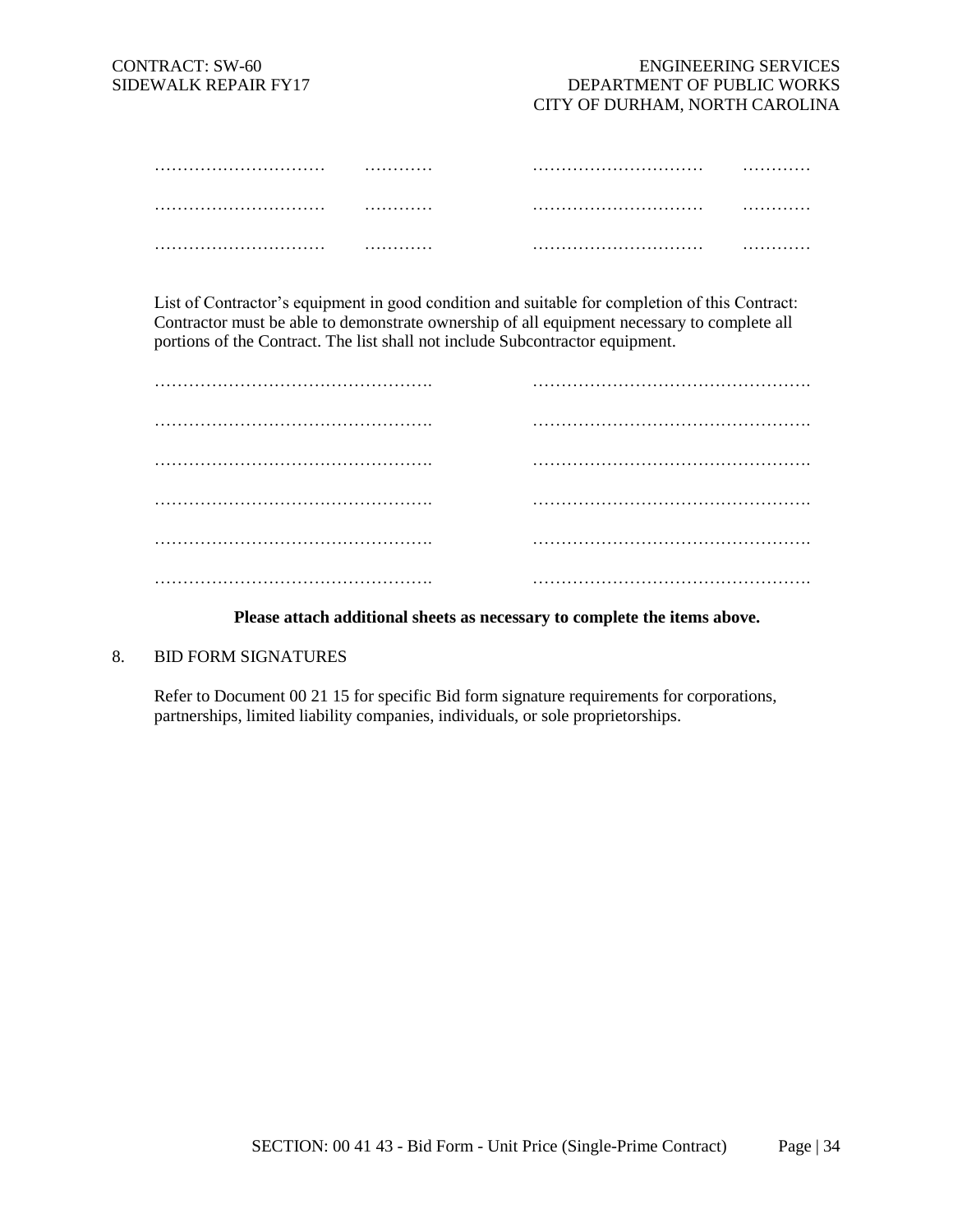………………………… ………… ………………………… …………

………………………… ………… ………………………… …………

………………………… ………… ………………………… …………

List of Contractor's equipment in good condition and suitable for completion of this Contract: Contractor must be able to demonstrate ownership of all equipment necessary to complete all portions of the Contract. The list shall not include Subcontractor equipment.

…………………………………………. ………………………………………….

…………………………………………. ………………………………………….

…………………………………………. ………………………………………….

…………………………………………. ………………………………………….

…………………………………………. ………………………………………….

…………………………………………. ………………………………………….

**Please attach additional sheets as necessary to complete the items above.**

8. BID FORM SIGNATURES

Refer to Document 00 21 15 for specific Bid form signature requirements for corporations, partnerships, limited liability companies, individuals, or sole proprietorships.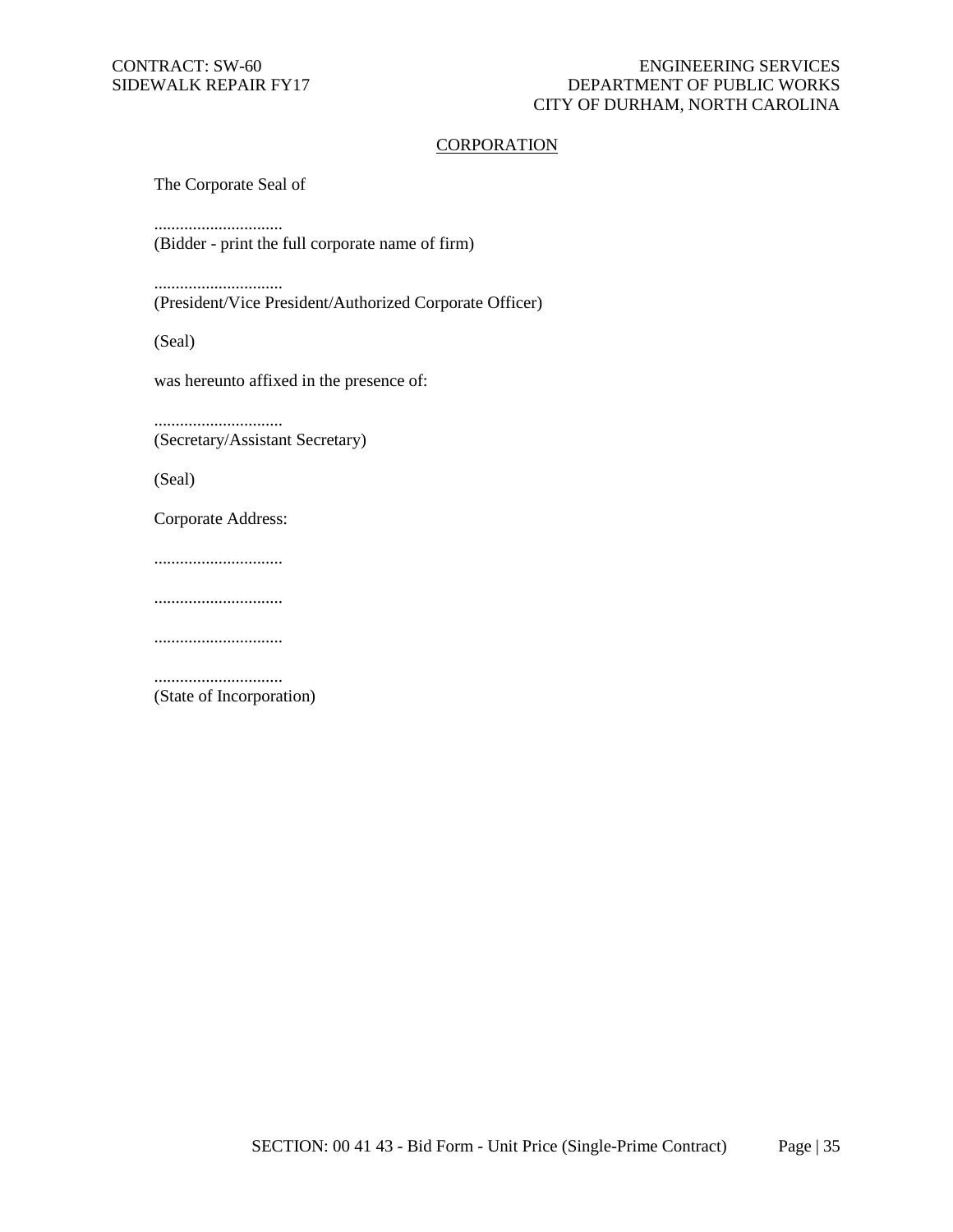## CORPORATION

The Corporate Seal of

..............................
(Bidder - print the full corporate name of firm)

..............................
(President/Vice President/Authorized Corporate Officer)

(Seal)

was hereunto affixed in the presence of:

..............................
(Secretary/Assistant Secretary)

(Seal)

Corporate Address:

..............................

..............................

..............................

..............................
(State of Incorporation)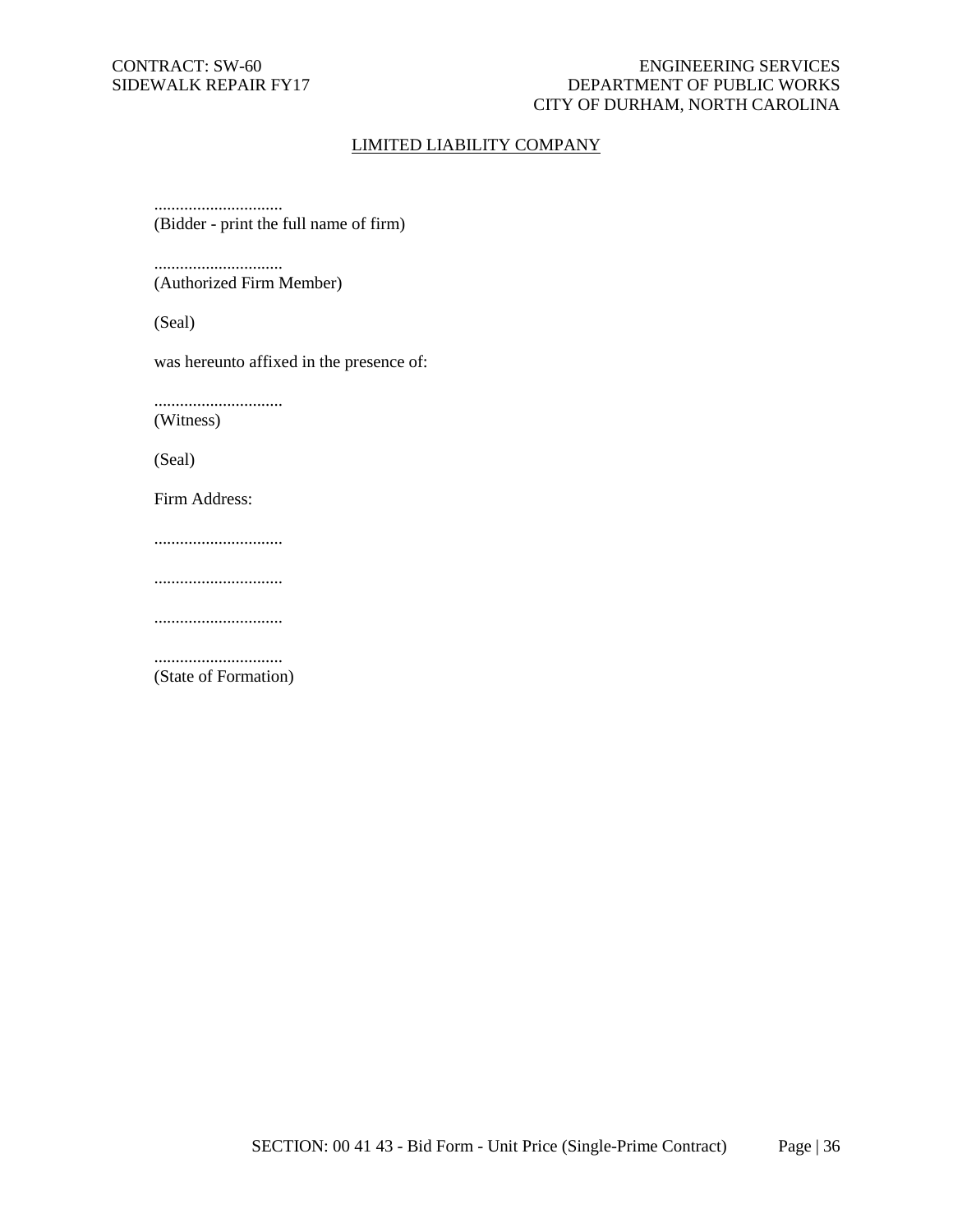## LIMITED LIABILITY COMPANY

..............................
(Bidder - print the full name of firm)

..............................
(Authorized Firm Member)

(Seal)

was hereunto affixed in the presence of:

..............................
(Witness)

(Seal)

Firm Address:

..............................

..............................

..............................

..............................
(State of Formation)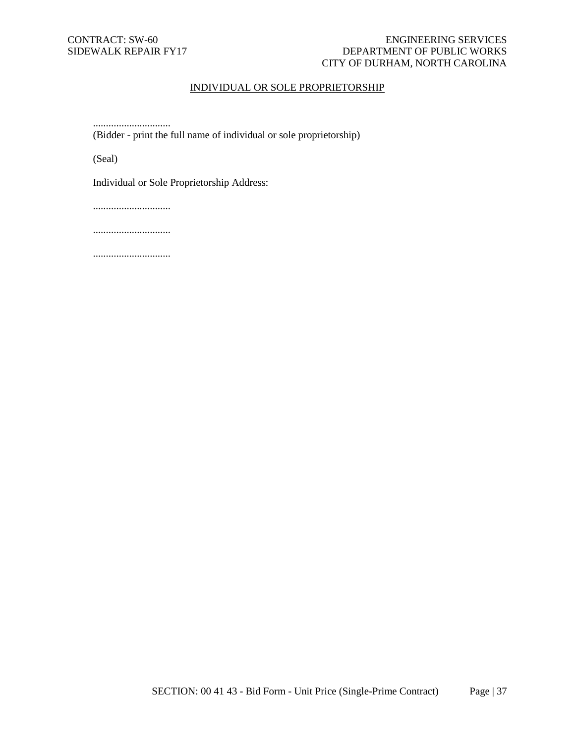<u>INDIVIDUAL OR SOLE PROPRIETORSHIP</u>

..............................
(Bidder - print the full name of individual or sole proprietorship)

(Seal)

Individual or Sole Proprietorship Address:

..............................

..............................

..............................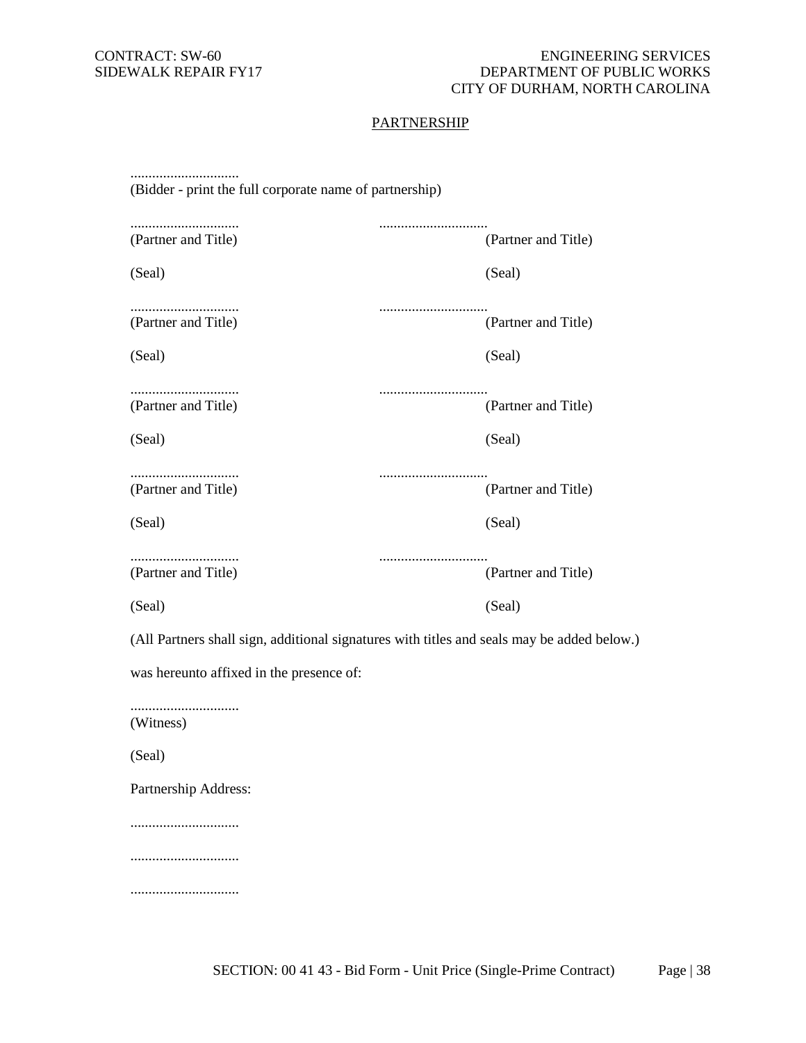## PARTNERSHIP

..............................
(Bidder - print the full corporate name of partnership)

| | |
|---|---|
| .............................. | .............................. |
| (Partner and Title) | (Partner and Title) |
| (Seal) | (Seal) |
| .............................. | .............................. |
| (Partner and Title) | (Partner and Title) |
| (Seal) | (Seal) |
| .............................. | .............................. |
| (Partner and Title) | (Partner and Title) |
| (Seal) | (Seal) |
| .............................. | .............................. |
| (Partner and Title) | (Partner and Title) |
| (Seal) | (Seal) |
| .............................. | .............................. |
| (Partner and Title) | (Partner and Title) |
| (Seal) | (Seal) |

(All Partners shall sign, additional signatures with titles and seals may be added below.)

was hereunto affixed in the presence of:

..............................
(Witness)

(Seal)

Partnership Address:

..............................

..............................

..............................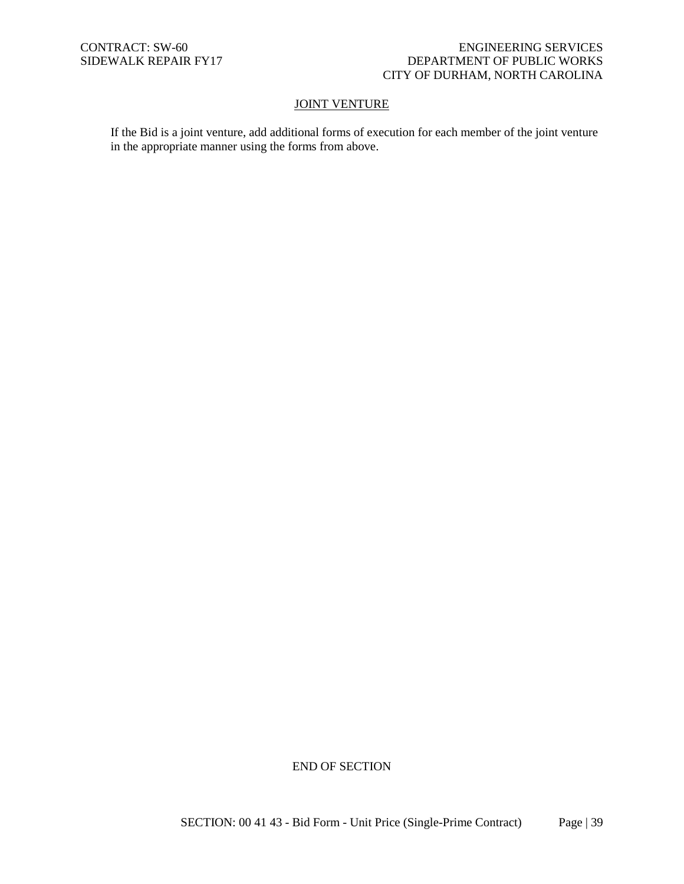## JOINT VENTURE

If the Bid is a joint venture, add additional forms of execution for each member of the joint venture in the appropriate manner using the forms from above.

END OF SECTION